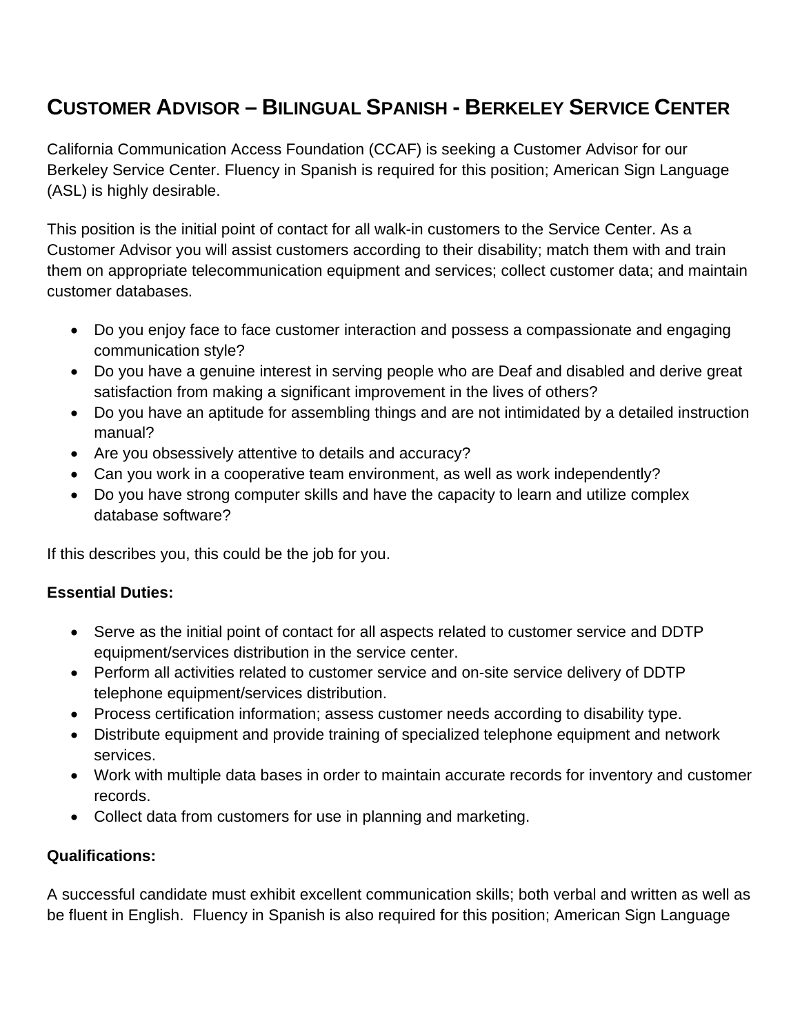# Customer Advisor – Bilingual Spanish - Berkeley Service Center

California Communication Access Foundation (CCAF) is seeking a Customer Advisor for our Berkeley Service Center. Fluency in Spanish is required for this position; American Sign Language (ASL) is highly desirable.

This position is the initial point of contact for all walk-in customers to the Service Center. As a Customer Advisor you will assist customers according to their disability; match them with and train them on appropriate telecommunication equipment and services; collect customer data; and maintain customer databases.

- Do you enjoy face to face customer interaction and possess a compassionate and engaging communication style?
- Do you have a genuine interest in serving people who are Deaf and disabled and derive great satisfaction from making a significant improvement in the lives of others?
- Do you have an aptitude for assembling things and are not intimidated by a detailed instruction manual?
- Are you obsessively attentive to details and accuracy?
- Can you work in a cooperative team environment, as well as work independently?
- Do you have strong computer skills and have the capacity to learn and utilize complex database software?

If this describes you, this could be the job for you.

**Essential Duties:**

- Serve as the initial point of contact for all aspects related to customer service and DDTP equipment/services distribution in the service center.
- Perform all activities related to customer service and on-site service delivery of DDTP telephone equipment/services distribution.
- Process certification information; assess customer needs according to disability type.
- Distribute equipment and provide training of specialized telephone equipment and network services.
- Work with multiple data bases in order to maintain accurate records for inventory and customer records.
- Collect data from customers for use in planning and marketing.

**Qualifications:**

A successful candidate must exhibit excellent communication skills; both verbal and written as well as be fluent in English. Fluency in Spanish is also required for this position; American Sign Language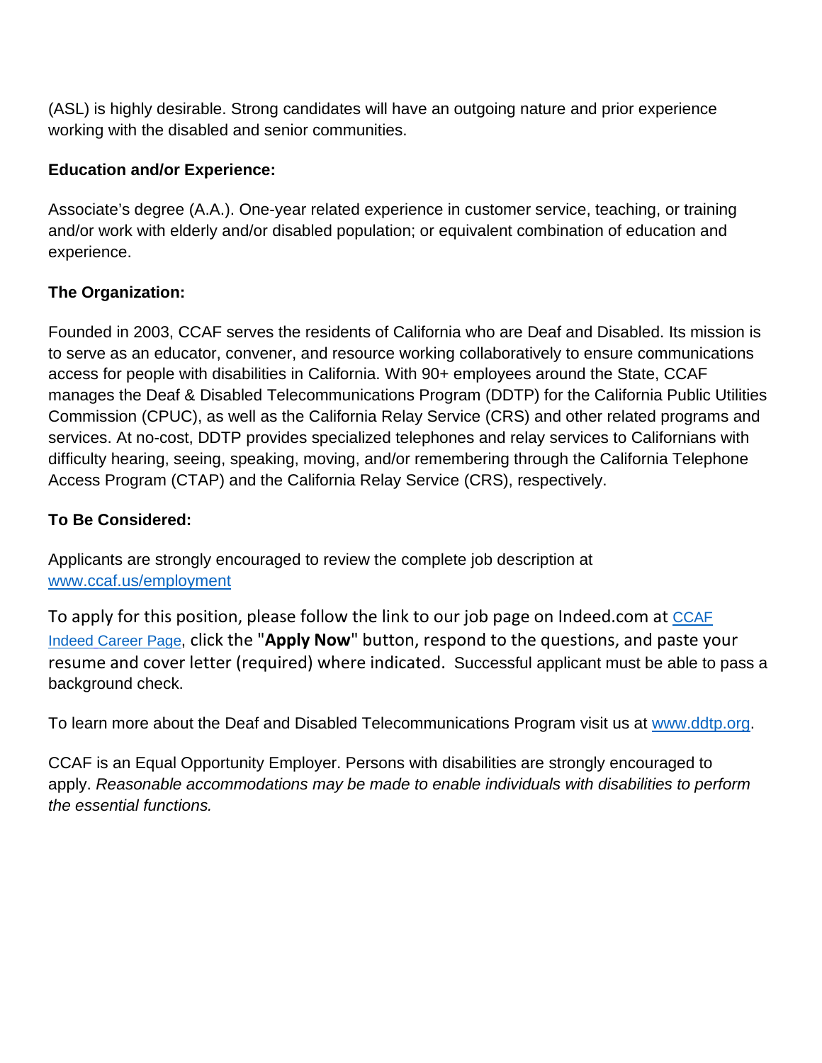(ASL) is highly desirable. Strong candidates will have an outgoing nature and prior experience working with the disabled and senior communities.

**Education and/or Experience:**

Associate's degree (A.A.). One-year related experience in customer service, teaching, or training and/or work with elderly and/or disabled population; or equivalent combination of education and experience.

**The Organization:**

Founded in 2003, CCAF serves the residents of California who are Deaf and Disabled. Its mission is to serve as an educator, convener, and resource working collaboratively to ensure communications access for people with disabilities in California. With 90+ employees around the State, CCAF manages the Deaf & Disabled Telecommunications Program (DDTP) for the California Public Utilities Commission (CPUC), as well as the California Relay Service (CRS) and other related programs and services. At no-cost, DDTP provides specialized telephones and relay services to Californians with difficulty hearing, seeing, speaking, moving, and/or remembering through the California Telephone Access Program (CTAP) and the California Relay Service (CRS), respectively.

**To Be Considered:**

Applicants are strongly encouraged to review the complete job description at [www.ccaf.us/employment](www.ccaf.us/employment)

To apply for this position, please follow the link to our job page on Indeed.com at [CCAF Indeed Career Page](), click the "**Apply Now**" button, respond to the questions, and paste your resume and cover letter (required) where indicated. Successful applicant must be able to pass a background check.

To learn more about the Deaf and Disabled Telecommunications Program visit us at [www.ddtp.org](www.ddtp.org).

CCAF is an Equal Opportunity Employer. Persons with disabilities are strongly encouraged to apply. *Reasonable accommodations may be made to enable individuals with disabilities to perform the essential functions.*